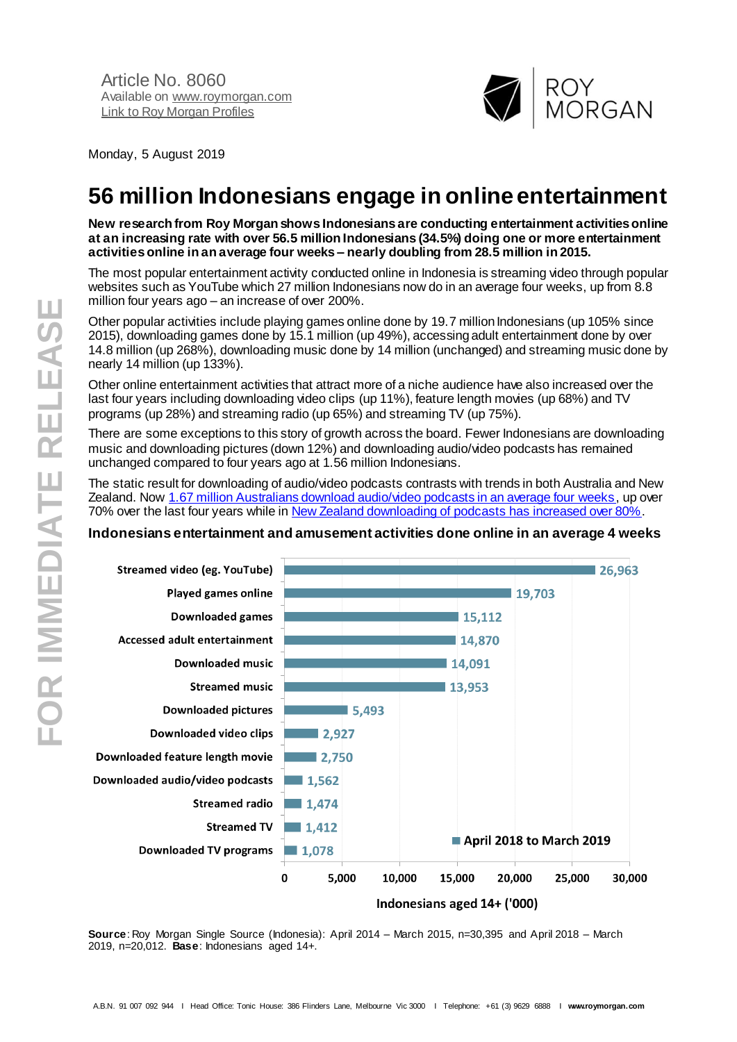Article No. 8060
Available on [www.roymorgan.com](www.roymorgan.com)
[Link to Roy Morgan Profiles]()

ROY MORGAN

Monday, 5 August 2019

# 56 million Indonesians engage in online entertainment

**New research from Roy Morgan shows Indonesians are conducting entertainment activities online at an increasing rate with over 56.5 million Indonesians (34.5%) doing one or more entertainment activities online in an average four weeks – nearly doubling from 28.5 million in 2015.**

The most popular entertainment activity conducted online in Indonesia is streaming video through popular websites such as YouTube which 27 million Indonesians now do in an average four weeks, up from 8.8 million four years ago – an increase of over 200%.

Other popular activities include playing games online done by 19.7 million Indonesians (up 105% since 2015), downloading games done by 15.1 million (up 49%), accessing adult entertainment done by over 14.8 million (up 268%), downloading music done by 14 million (unchanged) and streaming music done by nearly 14 million (up 133%).

Other online entertainment activities that attract more of a niche audience have also increased over the last four years including downloading video clips (up 11%), feature length movies (up 68%) and TV programs (up 28%) and streaming radio (up 65%) and streaming TV (up 75%).

There are some exceptions to this story of growth across the board. Fewer Indonesians are downloading music and downloading pictures (down 12%) and downloading audio/video podcasts has remained unchanged compared to four years ago at 1.56 million Indonesians.

The static result for downloading of audio/video podcasts contrasts with trends in both Australia and New Zealand. Now [1.67 million Australians download audio/video podcasts in an average four weeks](), up over 70% over the last four years while in [New Zealand downloading of podcasts has increased over 80%]().

**Indonesians entertainment and amusement activities done online in an average 4 weeks**

| Activity | April 2018 to March 2019 (Indonesians aged 14+ ('000)) |
|---|---|
| Streamed video (eg. YouTube) | 26,963 |
| Played games online | 19,703 |
| Downloaded games | 15,112 |
| Accessed adult entertainment | 14,870 |
| Downloaded music | 14,091 |
| Streamed music | 13,953 |
| Downloaded pictures | 5,493 |
| Downloaded video clips | 2,927 |
| Downloaded feature length movie | 2,750 |
| Downloaded audio/video podcasts | 1,562 |
| Streamed radio | 1,474 |
| Streamed TV | 1,412 |
| Downloaded TV programs | 1,078 |

**Source**: Roy Morgan Single Source (Indonesia): April 2014 – March 2015, n=30,395 and April 2018 – March 2019, n=20,012. **Base**: Indonesians aged 14+.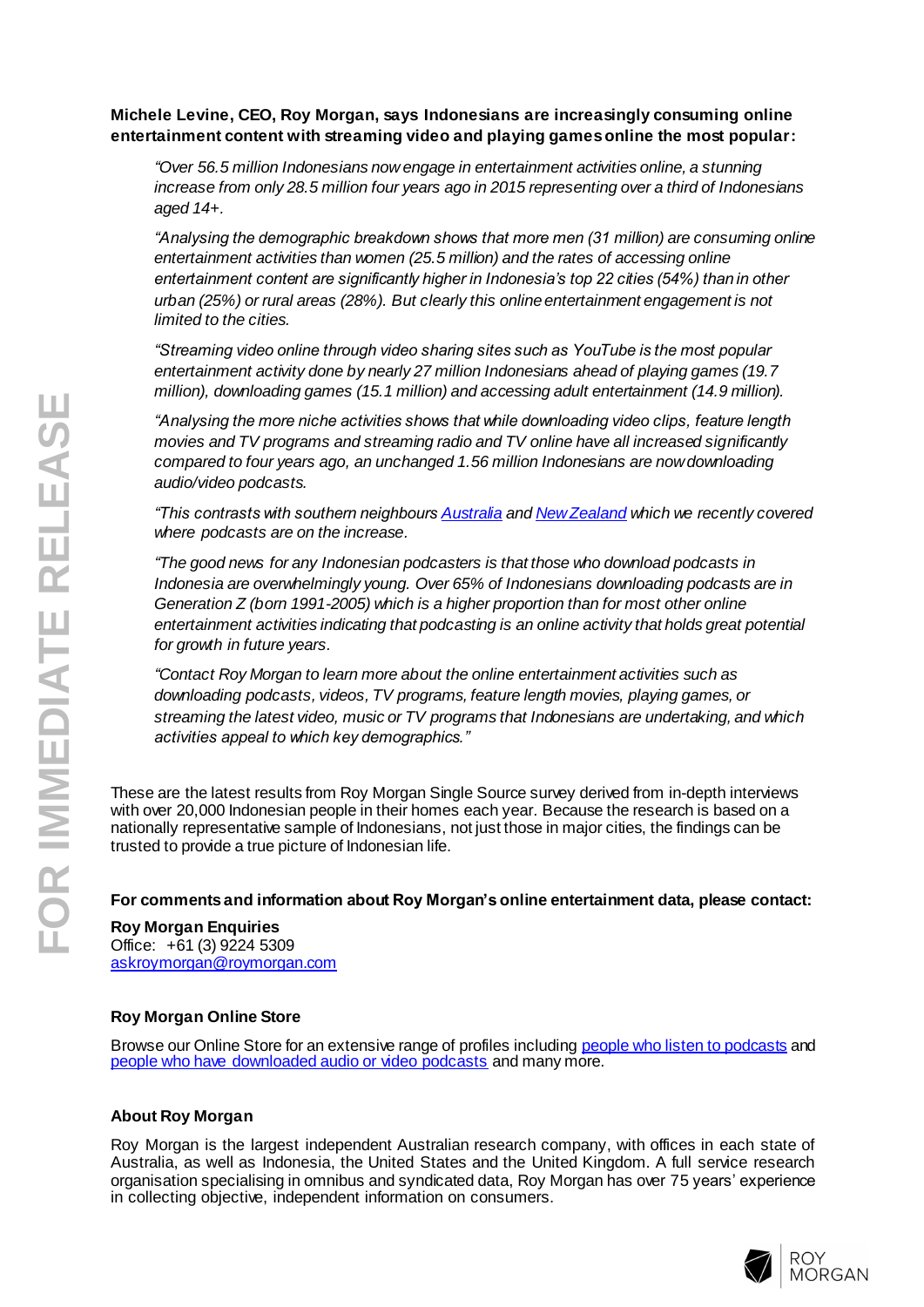**Michele Levine, CEO, Roy Morgan, says Indonesians are increasingly consuming online entertainment content with streaming video and playing games online the most popular:**

> *"Over 56.5 million Indonesians now engage in entertainment activities online, a stunning increase from only 28.5 million four years ago in 2015 representing over a third of Indonesians aged 14+.*
>
> *"Analysing the demographic breakdown shows that more men (31 million) are consuming online entertainment activities than women (25.5 million) and the rates of accessing online entertainment content are significantly higher in Indonesia's top 22 cities (54%) than in other urban (25%) or rural areas (28%). But clearly this online entertainment engagement is not limited to the cities.*
>
> *"Streaming video online through video sharing sites such as YouTube is the most popular entertainment activity done by nearly 27 million Indonesians ahead of playing games (19.7 million), downloading games (15.1 million) and accessing adult entertainment (14.9 million).*
>
> *"Analysing the more niche activities shows that while downloading video clips, feature length movies and TV programs and streaming radio and TV online have all increased significantly compared to four years ago, an unchanged 1.56 million Indonesians are now downloading audio/video podcasts.*
>
> *"This contrasts with southern neighbours [Australia] and [New Zealand] which we recently covered where podcasts are on the increase.*
>
> *"The good news for any Indonesian podcasters is that those who download podcasts in Indonesia are overwhelmingly young. Over 65% of Indonesians downloading podcasts are in Generation Z (born 1991-2005) which is a higher proportion than for most other online entertainment activities indicating that podcasting is an online activity that holds great potential for growth in future years.*
>
> *"Contact Roy Morgan to learn more about the online entertainment activities such as downloading podcasts, videos, TV programs, feature length movies, playing games, or streaming the latest video, music or TV programs that Indonesians are undertaking, and which activities appeal to which key demographics."*

These are the latest results from Roy Morgan Single Source survey derived from in-depth interviews with over 20,000 Indonesian people in their homes each year. Because the research is based on a nationally representative sample of Indonesians, not just those in major cities, the findings can be trusted to provide a true picture of Indonesian life.

**For comments and information about Roy Morgan's online entertainment data, please contact:**

**Roy Morgan Enquiries**
Office: +61 (3) 9224 5309
askroymorgan@roymorgan.com

**Roy Morgan Online Store**

Browse our Online Store for an extensive range of profiles including people who listen to podcasts and people who have downloaded audio or video podcasts and many more.

**About Roy Morgan**

Roy Morgan is the largest independent Australian research company, with offices in each state of Australia, as well as Indonesia, the United States and the United Kingdom. A full service research organisation specialising in omnibus and syndicated data, Roy Morgan has over 75 years' experience in collecting objective, independent information on consumers.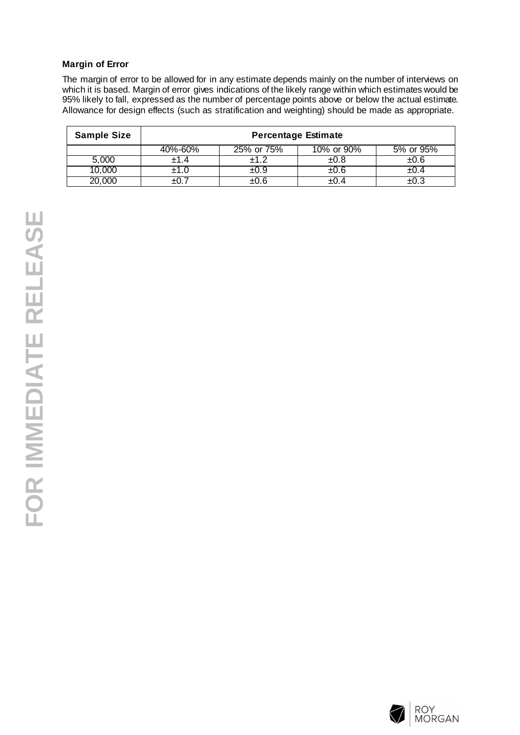**Margin of Error**

The margin of error to be allowed for in any estimate depends mainly on the number of interviews on which it is based. Margin of error gives indications of the likely range within which estimates would be 95% likely to fall, expressed as the number of percentage points above or below the actual estimate. Allowance for design effects (such as stratification and weighting) should be made as appropriate.

| Sample Size | Percentage Estimate | | | |
|---|---|---|---|---|
| | 40%-60% | 25% or 75% | 10% or 90% | 5% or 95% |
| 5,000 | ±1.4 | ±1.2 | ±0.8 | ±0.6 |
| 10,000 | ±1.0 | ±0.9 | ±0.6 | ±0.4 |
| 20,000 | ±0.7 | ±0.6 | ±0.4 | ±0.3 |